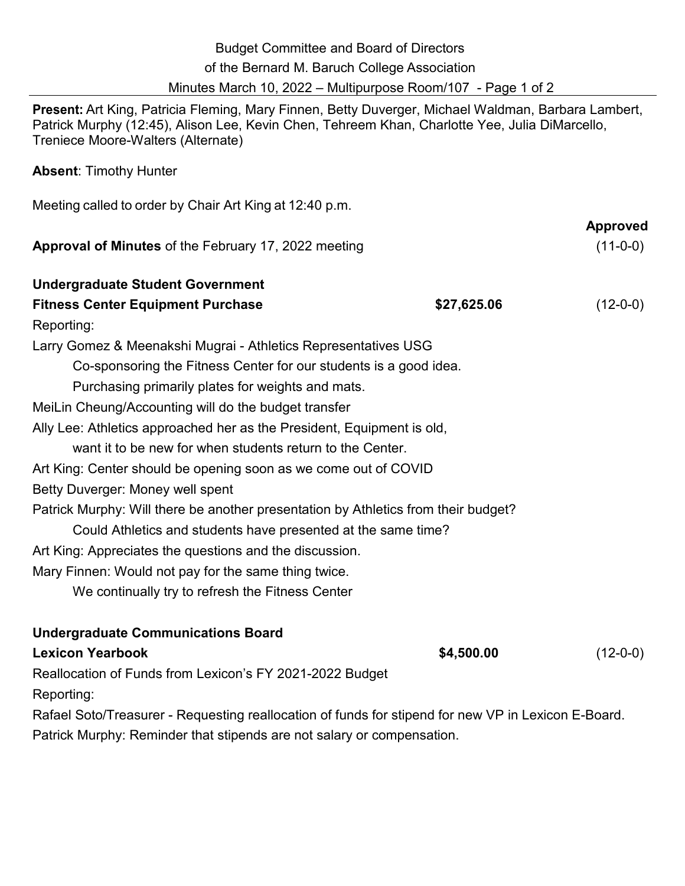Budget Committee and Board of Directors
of the Bernard M. Baruch College Association
Minutes March 10, 2022 – Multipurpose Room/107

**Present:** Art King, Patricia Fleming, Mary Finnen, Betty Duverger, Michael Waldman, Barbara Lambert, Patrick Murphy (12:45), Alison Lee, Kevin Chen, Tehreem Khan, Charlotte Yee, Julia DiMarcello, Treniece Moore-Walters (Alternate)

**Absent**: Timothy Hunter

Meeting called to order by Chair Art King at 12:40 p.m.

| | | **Approved** |
|---|---|---|
| **Approval of Minutes** of the February 17, 2022 meeting | | (11-0-0) |
| **Undergraduate Student Government** | | |
| **Fitness Center Equipment Purchase** | **$27,625.06** | (12-0-0) |

Reporting:

Larry Gomez & Meenakshi Mugrai - Athletics Representatives USG
 Co-sponsoring the Fitness Center for our students is a good idea.
 Purchasing primarily plates for weights and mats.

MeiLin Cheung/Accounting will do the budget transfer

Ally Lee: Athletics approached her as the President, Equipment is old,
 want it to be new for when students return to the Center.

Art King: Center should be opening soon as we come out of COVID

Betty Duverger: Money well spent

Patrick Murphy: Will there be another presentation by Athletics from their budget?
 Could Athletics and students have presented at the same time?

Art King: Appreciates the questions and the discussion.

Mary Finnen: Would not pay for the same thing twice.
 We continually try to refresh the Fitness Center

| | | |
|---|---|---|
| **Undergraduate Communications Board** | | |
| **Lexicon Yearbook** | **$4,500.00** | (12-0-0) |

Reallocation of Funds from Lexicon's FY 2021-2022 Budget

Reporting:

Rafael Soto/Treasurer - Requesting reallocation of funds for stipend for new VP in Lexicon E-Board.

Patrick Murphy: Reminder that stipends are not salary or compensation.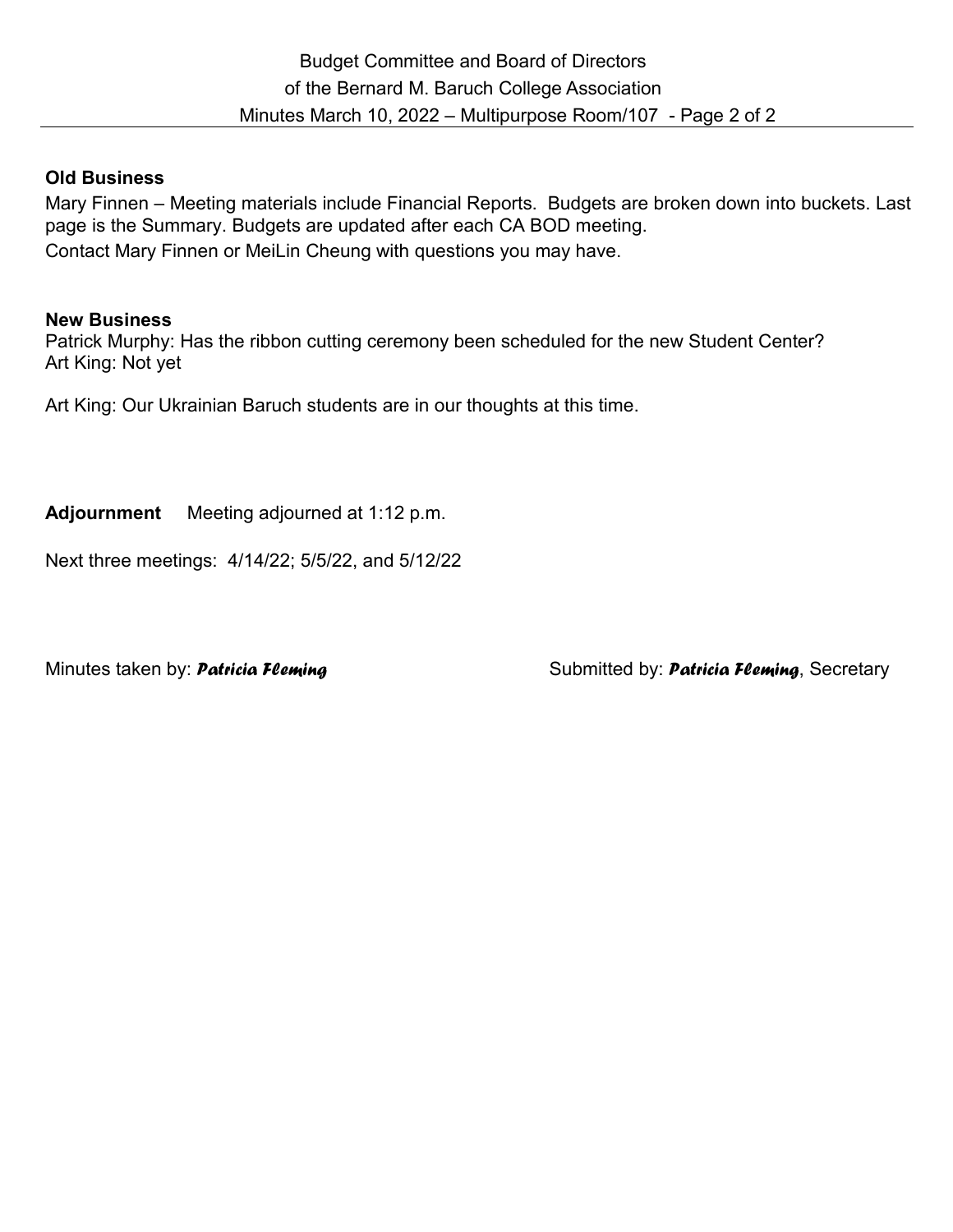**Old Business**

Mary Finnen – Meeting materials include Financial Reports. Budgets are broken down into buckets. Last page is the Summary. Budgets are updated after each CA BOD meeting.

Contact Mary Finnen or MeiLin Cheung with questions you may have.

**New Business**

Patrick Murphy: Has the ribbon cutting ceremony been scheduled for the new Student Center?
Art King: Not yet

Art King: Our Ukrainian Baruch students are in our thoughts at this time.

**Adjournment** Meeting adjourned at 1:12 p.m.

Next three meetings: 4/14/22; 5/5/22, and 5/12/22

Minutes taken by: *Patricia Fleming* Submitted by: *Patricia Fleming*, Secretary